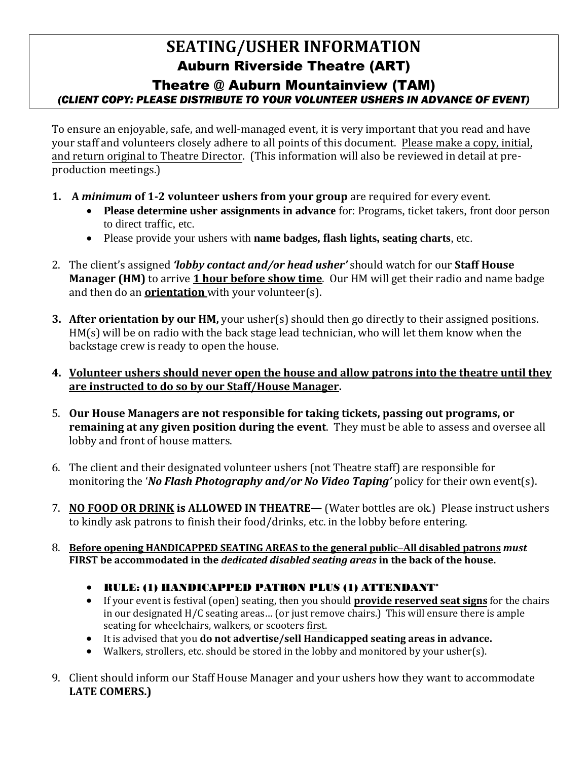# SEATING/USHER INFORMATION

## Auburn Riverside Theatre (ART)

## Theatre @ Auburn Mountainview (TAM)

***(CLIENT COPY: PLEASE DISTRIBUTE TO YOUR VOLUNTEER USHERS IN ADVANCE OF EVENT)***

To ensure an enjoyable, safe, and well-managed event, it is very important that you read and have your staff and volunteers closely adhere to all points of this document. Please make a copy, initial, and return original to Theatre Director. (This information will also be reviewed in detail at pre-production meetings.)

1. **A *minimum* of 1-2 volunteer ushers from your group** are required for every event.
   - **Please determine usher assignments in advance** for: Programs, ticket takers, front door person to direct traffic, etc.
   - Please provide your ushers with **name badges, flash lights, seating charts**, etc.

2. The client's assigned ***'lobby contact and/or head usher'*** should watch for our **Staff House Manager (HM)** to arrive **1 hour before show time**. Our HM will get their radio and name badge and then do an **orientation** with your volunteer(s).

3. **After orientation by our HM,** your usher(s) should then go directly to their assigned positions. HM(s) will be on radio with the back stage lead technician, who will let them know when the backstage crew is ready to open the house.

4. **Volunteer ushers should never open the house and allow patrons into the theatre until they are instructed to do so by our Staff/House Manager.**

5. **Our House Managers are not responsible for taking tickets, passing out programs, or remaining at any given position during the event**. They must be able to assess and oversee all lobby and front of house matters.

6. The client and their designated volunteer ushers (not Theatre staff) are responsible for monitoring the '***No Flash Photography and/or No Video Taping'*** policy for their own event(s).

7. **NO FOOD OR DRINK is ALLOWED IN THEATRE—** (Water bottles are ok.) Please instruct ushers to kindly ask patrons to finish their food/drinks, etc. in the lobby before entering.

8. **Before opening HANDICAPPED SEATING AREAS to the general public–All disabled patrons *must* FIRST be accommodated in the *dedicated disabled seating areas* in the back of the house.**
   - **RULE: (1) HANDICAPPED PATRON PLUS (1) ATTENDANT***
   - If your event is festival (open) seating, then you should **provide reserved seat signs** for the chairs in our designated H/C seating areas… (or just remove chairs.) This will ensure there is ample seating for wheelchairs, walkers, or scooters first.
   - It is advised that you **do not advertise/sell Handicapped seating areas in advance.**
   - Walkers, strollers, etc. should be stored in the lobby and monitored by your usher(s).

9. Client should inform our Staff House Manager and your ushers how they want to accommodate **LATE COMERS.)**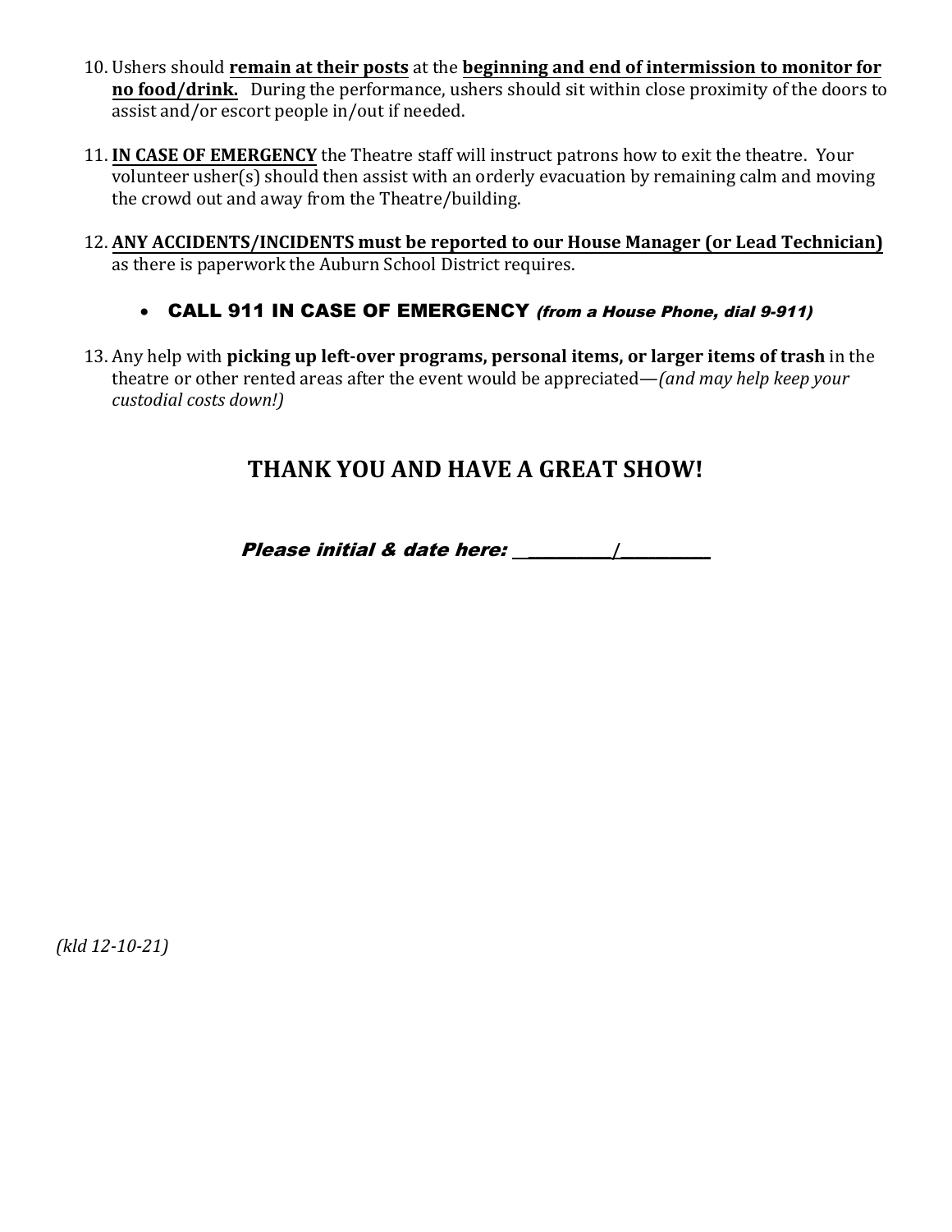10. Ushers should **remain at their posts** at the **beginning and end of intermission to monitor for no food/drink.** During the performance, ushers should sit within close proximity of the doors to assist and/or escort people in/out if needed.

11. **IN CASE OF EMERGENCY** the Theatre staff will instruct patrons how to exit the theatre. Your volunteer usher(s) should then assist with an orderly evacuation by remaining calm and moving the crowd out and away from the Theatre/building.

12. **ANY ACCIDENTS/INCIDENTS must be reported to our House Manager (or Lead Technician)** as there is paperwork the Auburn School District requires.

    - CALL 911 IN CASE OF EMERGENCY *(from a House Phone, dial 9-911)*

13. Any help with **picking up left-over programs, personal items, or larger items of trash** in the theatre or other rented areas after the event would be appreciated—*(and may help keep your custodial costs down!)*

## THANK YOU AND HAVE A GREAT SHOW!

***Please initial & date here:*** ___________/___________

*(kld 12-10-21)*